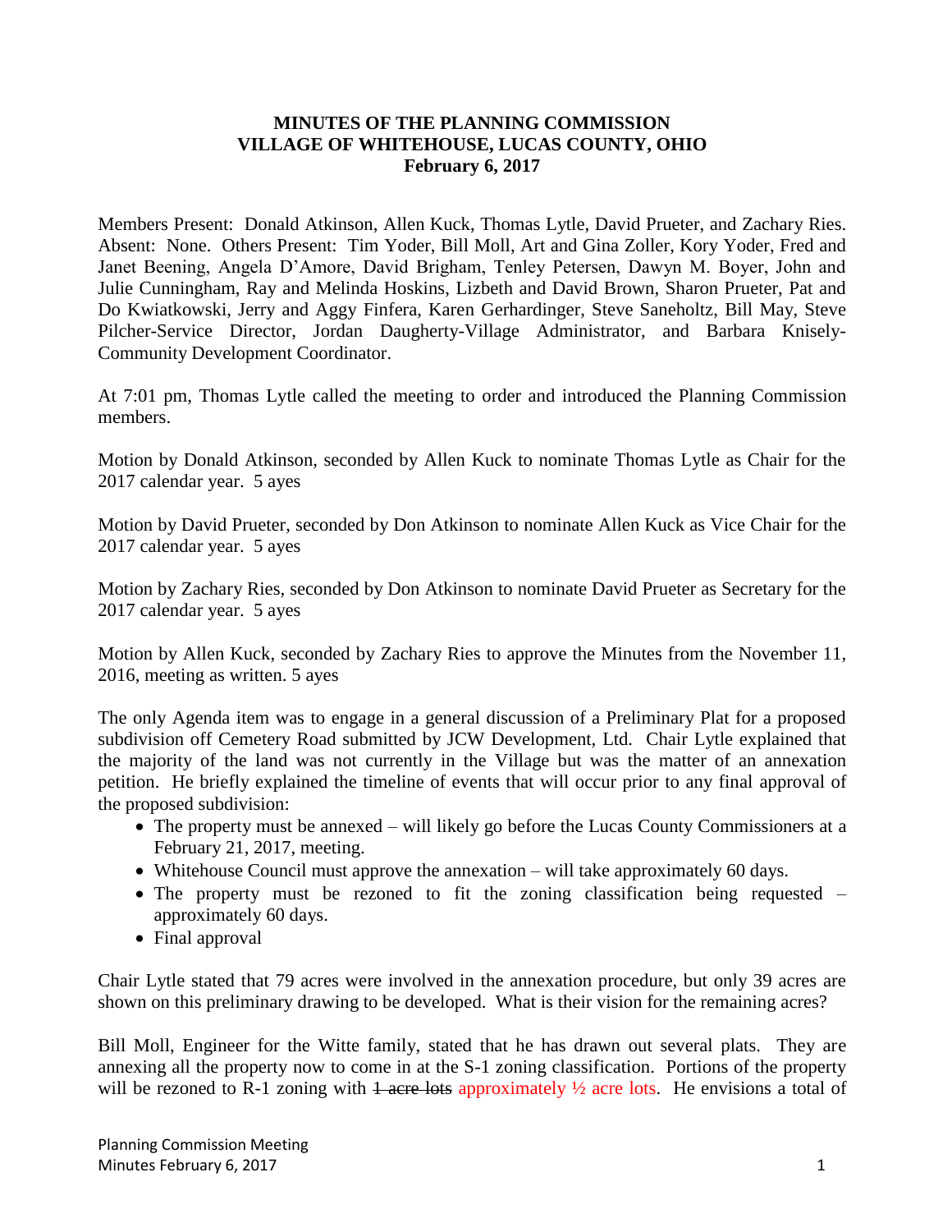**MINUTES OF THE PLANNING COMMISSION**
**VILLAGE OF WHITEHOUSE, LUCAS COUNTY, OHIO**
**February 6, 2017**

Members Present: Donald Atkinson, Allen Kuck, Thomas Lytle, David Prueter, and Zachary Ries. Absent: None. Others Present: Tim Yoder, Bill Moll, Art and Gina Zoller, Kory Yoder, Fred and Janet Beening, Angela D'Amore, David Brigham, Tenley Petersen, Dawyn M. Boyer, John and Julie Cunningham, Ray and Melinda Hoskins, Lizbeth and David Brown, Sharon Prueter, Pat and Do Kwiatkowski, Jerry and Aggy Finfera, Karen Gerhardinger, Steve Saneholtz, Bill May, Steve Pilcher-Service Director, Jordan Daugherty-Village Administrator, and Barbara Knisely-Community Development Coordinator.

At 7:01 pm, Thomas Lytle called the meeting to order and introduced the Planning Commission members.

Motion by Donald Atkinson, seconded by Allen Kuck to nominate Thomas Lytle as Chair for the 2017 calendar year. 5 ayes

Motion by David Prueter, seconded by Don Atkinson to nominate Allen Kuck as Vice Chair for the 2017 calendar year. 5 ayes

Motion by Zachary Ries, seconded by Don Atkinson to nominate David Prueter as Secretary for the 2017 calendar year. 5 ayes

Motion by Allen Kuck, seconded by Zachary Ries to approve the Minutes from the November 11, 2016, meeting as written. 5 ayes

The only Agenda item was to engage in a general discussion of a Preliminary Plat for a proposed subdivision off Cemetery Road submitted by JCW Development, Ltd. Chair Lytle explained that the majority of the land was not currently in the Village but was the matter of an annexation petition. He briefly explained the timeline of events that will occur prior to any final approval of the proposed subdivision:

- The property must be annexed – will likely go before the Lucas County Commissioners at a February 21, 2017, meeting.
- Whitehouse Council must approve the annexation – will take approximately 60 days.
- The property must be rezoned to fit the zoning classification being requested – approximately 60 days.
- Final approval

Chair Lytle stated that 79 acres were involved in the annexation procedure, but only 39 acres are shown on this preliminary drawing to be developed. What is their vision for the remaining acres?

Bill Moll, Engineer for the Witte family, stated that he has drawn out several plats. They are annexing all the property now to come in at the S-1 zoning classification. Portions of the property will be rezoned to R-1 zoning with ~~1 acre lots~~ approximately ½ acre lots. He envisions a total of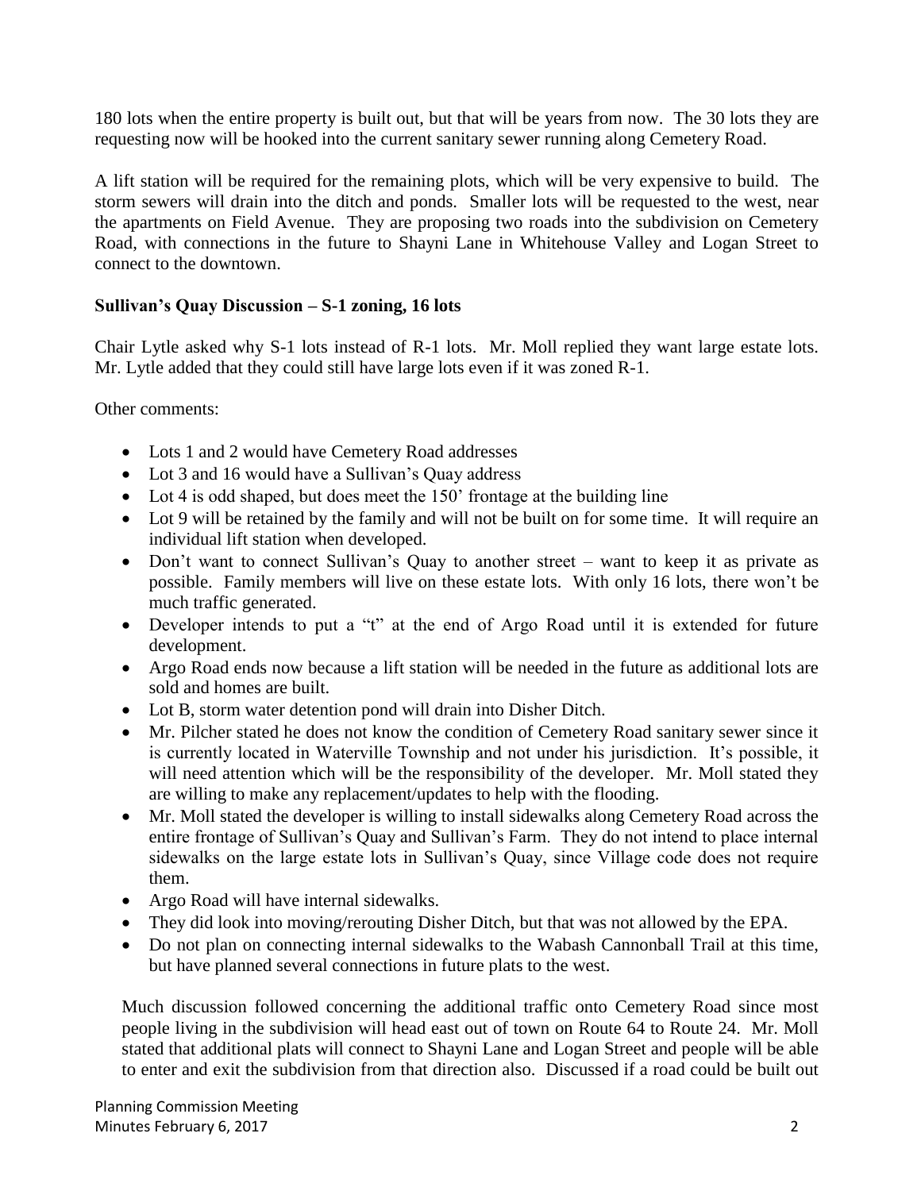180 lots when the entire property is built out, but that will be years from now. The 30 lots they are requesting now will be hooked into the current sanitary sewer running along Cemetery Road.

A lift station will be required for the remaining plots, which will be very expensive to build. The storm sewers will drain into the ditch and ponds. Smaller lots will be requested to the west, near the apartments on Field Avenue. They are proposing two roads into the subdivision on Cemetery Road, with connections in the future to Shayni Lane in Whitehouse Valley and Logan Street to connect to the downtown.

**Sullivan's Quay Discussion – S-1 zoning, 16 lots**

Chair Lytle asked why S-1 lots instead of R-1 lots. Mr. Moll replied they want large estate lots. Mr. Lytle added that they could still have large lots even if it was zoned R-1.

Other comments:

- Lots 1 and 2 would have Cemetery Road addresses
- Lot 3 and 16 would have a Sullivan's Quay address
- Lot 4 is odd shaped, but does meet the 150' frontage at the building line
- Lot 9 will be retained by the family and will not be built on for some time. It will require an individual lift station when developed.
- Don't want to connect Sullivan's Quay to another street – want to keep it as private as possible. Family members will live on these estate lots. With only 16 lots, there won't be much traffic generated.
- Developer intends to put a "t" at the end of Argo Road until it is extended for future development.
- Argo Road ends now because a lift station will be needed in the future as additional lots are sold and homes are built.
- Lot B, storm water detention pond will drain into Disher Ditch.
- Mr. Pilcher stated he does not know the condition of Cemetery Road sanitary sewer since it is currently located in Waterville Township and not under his jurisdiction. It's possible, it will need attention which will be the responsibility of the developer. Mr. Moll stated they are willing to make any replacement/updates to help with the flooding.
- Mr. Moll stated the developer is willing to install sidewalks along Cemetery Road across the entire frontage of Sullivan's Quay and Sullivan's Farm. They do not intend to place internal sidewalks on the large estate lots in Sullivan's Quay, since Village code does not require them.
- Argo Road will have internal sidewalks.
- They did look into moving/rerouting Disher Ditch, but that was not allowed by the EPA.
- Do not plan on connecting internal sidewalks to the Wabash Cannonball Trail at this time, but have planned several connections in future plats to the west.

Much discussion followed concerning the additional traffic onto Cemetery Road since most people living in the subdivision will head east out of town on Route 64 to Route 24. Mr. Moll stated that additional plats will connect to Shayni Lane and Logan Street and people will be able to enter and exit the subdivision from that direction also. Discussed if a road could be built out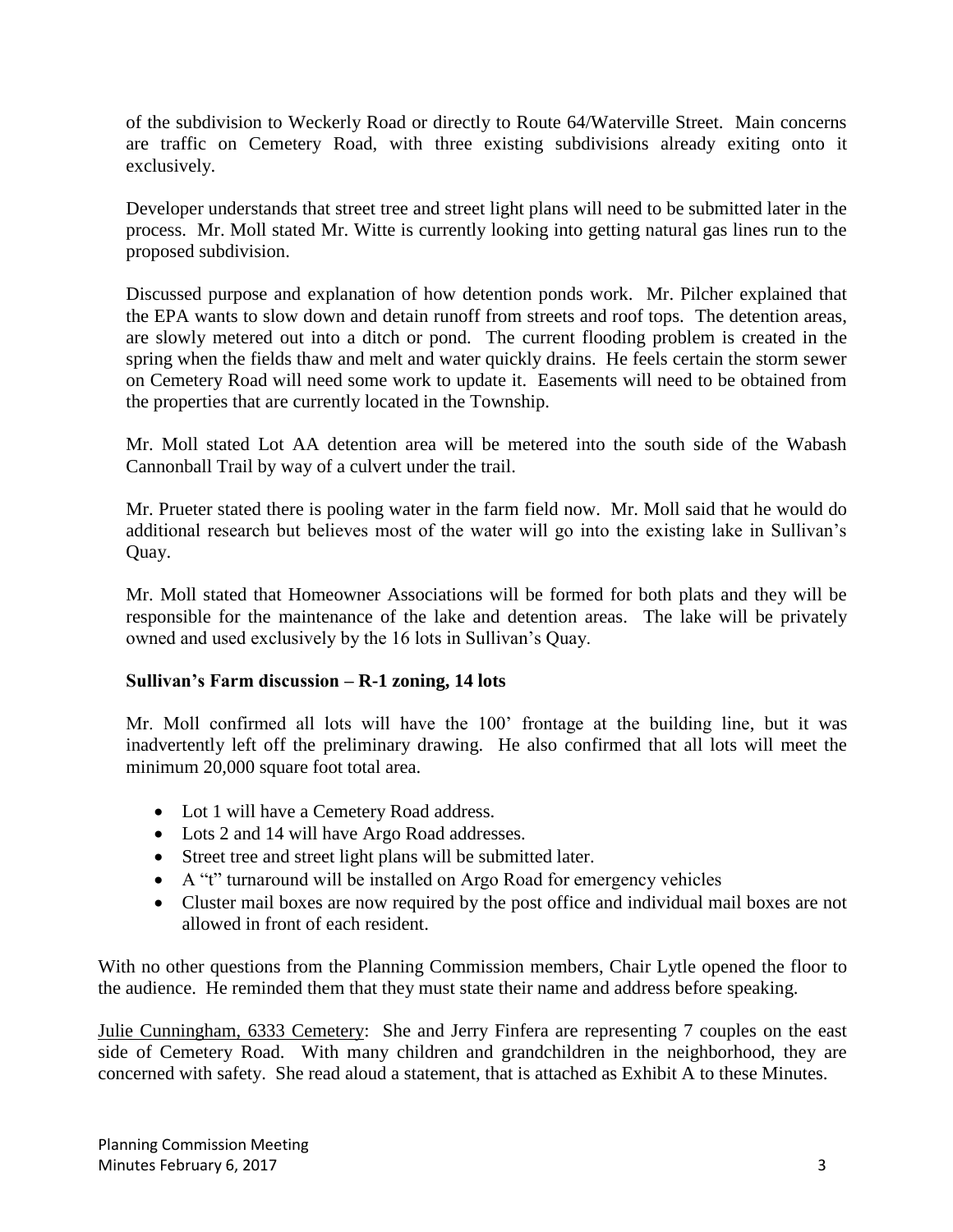of the subdivision to Weckerly Road or directly to Route 64/Waterville Street. Main concerns are traffic on Cemetery Road, with three existing subdivisions already exiting onto it exclusively.

Developer understands that street tree and street light plans will need to be submitted later in the process. Mr. Moll stated Mr. Witte is currently looking into getting natural gas lines run to the proposed subdivision.

Discussed purpose and explanation of how detention ponds work. Mr. Pilcher explained that the EPA wants to slow down and detain runoff from streets and roof tops. The detention areas, are slowly metered out into a ditch or pond. The current flooding problem is created in the spring when the fields thaw and melt and water quickly drains. He feels certain the storm sewer on Cemetery Road will need some work to update it. Easements will need to be obtained from the properties that are currently located in the Township.

Mr. Moll stated Lot AA detention area will be metered into the south side of the Wabash Cannonball Trail by way of a culvert under the trail.

Mr. Prueter stated there is pooling water in the farm field now. Mr. Moll said that he would do additional research but believes most of the water will go into the existing lake in Sullivan's Quay.

Mr. Moll stated that Homeowner Associations will be formed for both plats and they will be responsible for the maintenance of the lake and detention areas. The lake will be privately owned and used exclusively by the 16 lots in Sullivan's Quay.

**Sullivan's Farm discussion – R-1 zoning, 14 lots**

Mr. Moll confirmed all lots will have the 100' frontage at the building line, but it was inadvertently left off the preliminary drawing. He also confirmed that all lots will meet the minimum 20,000 square foot total area.

- Lot 1 will have a Cemetery Road address.
- Lots 2 and 14 will have Argo Road addresses.
- Street tree and street light plans will be submitted later.
- A "t" turnaround will be installed on Argo Road for emergency vehicles
- Cluster mail boxes are now required by the post office and individual mail boxes are not allowed in front of each resident.

With no other questions from the Planning Commission members, Chair Lytle opened the floor to the audience. He reminded them that they must state their name and address before speaking.

Julie Cunningham, 6333 Cemetery: She and Jerry Finfera are representing 7 couples on the east side of Cemetery Road. With many children and grandchildren in the neighborhood, they are concerned with safety. She read aloud a statement, that is attached as Exhibit A to these Minutes.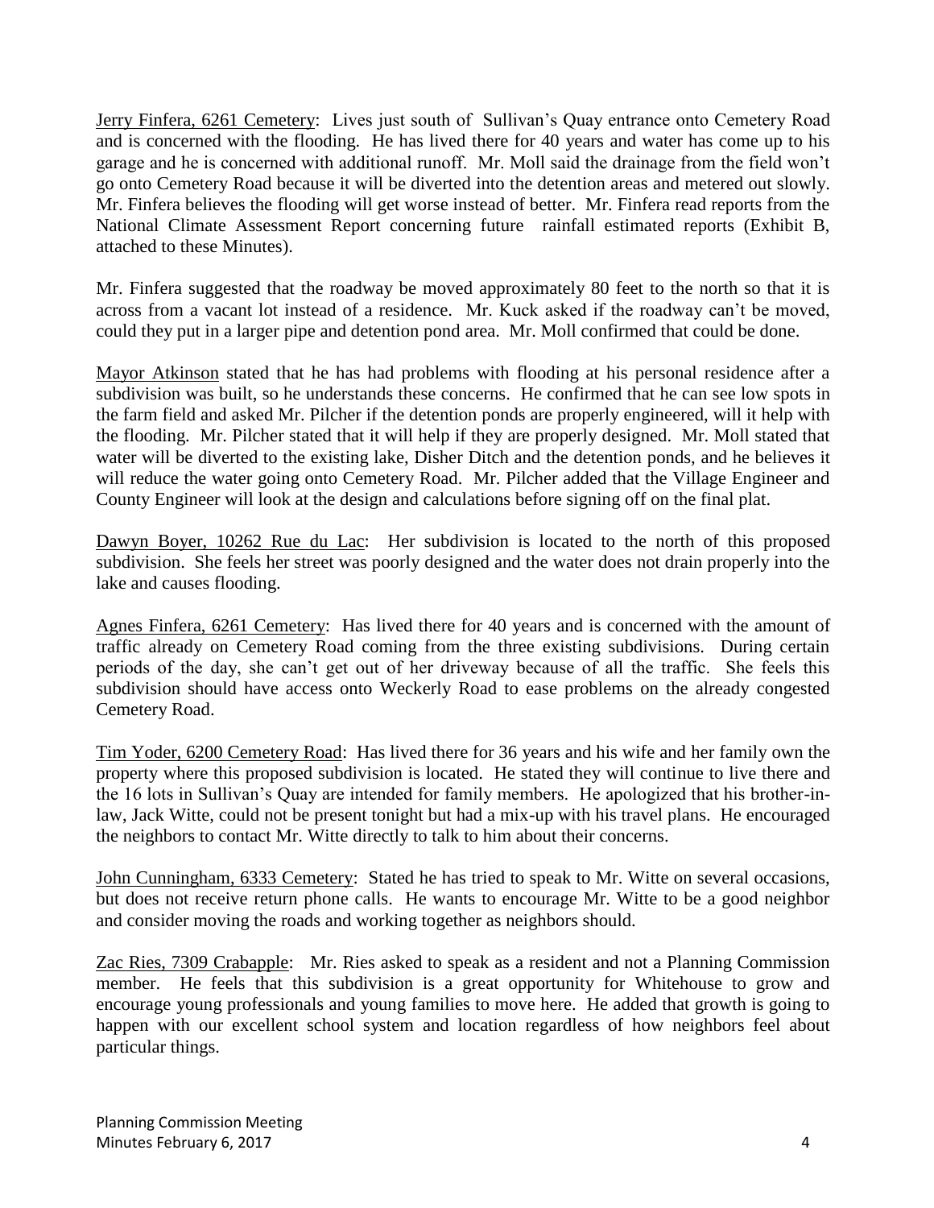<u>Jerry Finfera, 6261 Cemetery</u>: Lives just south of Sullivan's Quay entrance onto Cemetery Road and is concerned with the flooding. He has lived there for 40 years and water has come up to his garage and he is concerned with additional runoff. Mr. Moll said the drainage from the field won't go onto Cemetery Road because it will be diverted into the detention areas and metered out slowly. Mr. Finfera believes the flooding will get worse instead of better. Mr. Finfera read reports from the National Climate Assessment Report concerning future rainfall estimated reports (Exhibit B, attached to these Minutes).

Mr. Finfera suggested that the roadway be moved approximately 80 feet to the north so that it is across from a vacant lot instead of a residence. Mr. Kuck asked if the roadway can't be moved, could they put in a larger pipe and detention pond area. Mr. Moll confirmed that could be done.

<u>Mayor Atkinson</u> stated that he has had problems with flooding at his personal residence after a subdivision was built, so he understands these concerns. He confirmed that he can see low spots in the farm field and asked Mr. Pilcher if the detention ponds are properly engineered, will it help with the flooding. Mr. Pilcher stated that it will help if they are properly designed. Mr. Moll stated that water will be diverted to the existing lake, Disher Ditch and the detention ponds, and he believes it will reduce the water going onto Cemetery Road. Mr. Pilcher added that the Village Engineer and County Engineer will look at the design and calculations before signing off on the final plat.

<u>Dawyn Boyer, 10262 Rue du Lac</u>: Her subdivision is located to the north of this proposed subdivision. She feels her street was poorly designed and the water does not drain properly into the lake and causes flooding.

<u>Agnes Finfera, 6261 Cemetery</u>: Has lived there for 40 years and is concerned with the amount of traffic already on Cemetery Road coming from the three existing subdivisions. During certain periods of the day, she can't get out of her driveway because of all the traffic. She feels this subdivision should have access onto Weckerly Road to ease problems on the already congested Cemetery Road.

<u>Tim Yoder, 6200 Cemetery Road</u>: Has lived there for 36 years and his wife and her family own the property where this proposed subdivision is located. He stated they will continue to live there and the 16 lots in Sullivan's Quay are intended for family members. He apologized that his brother-in-law, Jack Witte, could not be present tonight but had a mix-up with his travel plans. He encouraged the neighbors to contact Mr. Witte directly to talk to him about their concerns.

<u>John Cunningham, 6333 Cemetery</u>: Stated he has tried to speak to Mr. Witte on several occasions, but does not receive return phone calls. He wants to encourage Mr. Witte to be a good neighbor and consider moving the roads and working together as neighbors should.

<u>Zac Ries, 7309 Crabapple</u>: Mr. Ries asked to speak as a resident and not a Planning Commission member. He feels that this subdivision is a great opportunity for Whitehouse to grow and encourage young professionals and young families to move here. He added that growth is going to happen with our excellent school system and location regardless of how neighbors feel about particular things.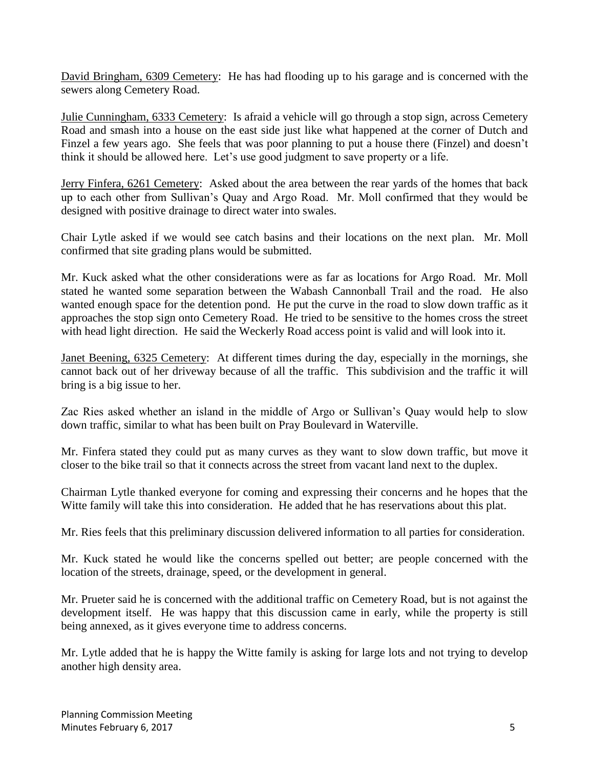David Bringham, 6309 Cemetery: He has had flooding up to his garage and is concerned with the sewers along Cemetery Road.

Julie Cunningham, 6333 Cemetery: Is afraid a vehicle will go through a stop sign, across Cemetery Road and smash into a house on the east side just like what happened at the corner of Dutch and Finzel a few years ago. She feels that was poor planning to put a house there (Finzel) and doesn't think it should be allowed here. Let's use good judgment to save property or a life.

Jerry Finfera, 6261 Cemetery: Asked about the area between the rear yards of the homes that back up to each other from Sullivan's Quay and Argo Road. Mr. Moll confirmed that they would be designed with positive drainage to direct water into swales.

Chair Lytle asked if we would see catch basins and their locations on the next plan. Mr. Moll confirmed that site grading plans would be submitted.

Mr. Kuck asked what the other considerations were as far as locations for Argo Road. Mr. Moll stated he wanted some separation between the Wabash Cannonball Trail and the road. He also wanted enough space for the detention pond. He put the curve in the road to slow down traffic as it approaches the stop sign onto Cemetery Road. He tried to be sensitive to the homes cross the street with head light direction. He said the Weckerly Road access point is valid and will look into it.

Janet Beening, 6325 Cemetery: At different times during the day, especially in the mornings, she cannot back out of her driveway because of all the traffic. This subdivision and the traffic it will bring is a big issue to her.

Zac Ries asked whether an island in the middle of Argo or Sullivan's Quay would help to slow down traffic, similar to what has been built on Pray Boulevard in Waterville.

Mr. Finfera stated they could put as many curves as they want to slow down traffic, but move it closer to the bike trail so that it connects across the street from vacant land next to the duplex.

Chairman Lytle thanked everyone for coming and expressing their concerns and he hopes that the Witte family will take this into consideration. He added that he has reservations about this plat.

Mr. Ries feels that this preliminary discussion delivered information to all parties for consideration.

Mr. Kuck stated he would like the concerns spelled out better; are people concerned with the location of the streets, drainage, speed, or the development in general.

Mr. Prueter said he is concerned with the additional traffic on Cemetery Road, but is not against the development itself. He was happy that this discussion came in early, while the property is still being annexed, as it gives everyone time to address concerns.

Mr. Lytle added that he is happy the Witte family is asking for large lots and not trying to develop another high density area.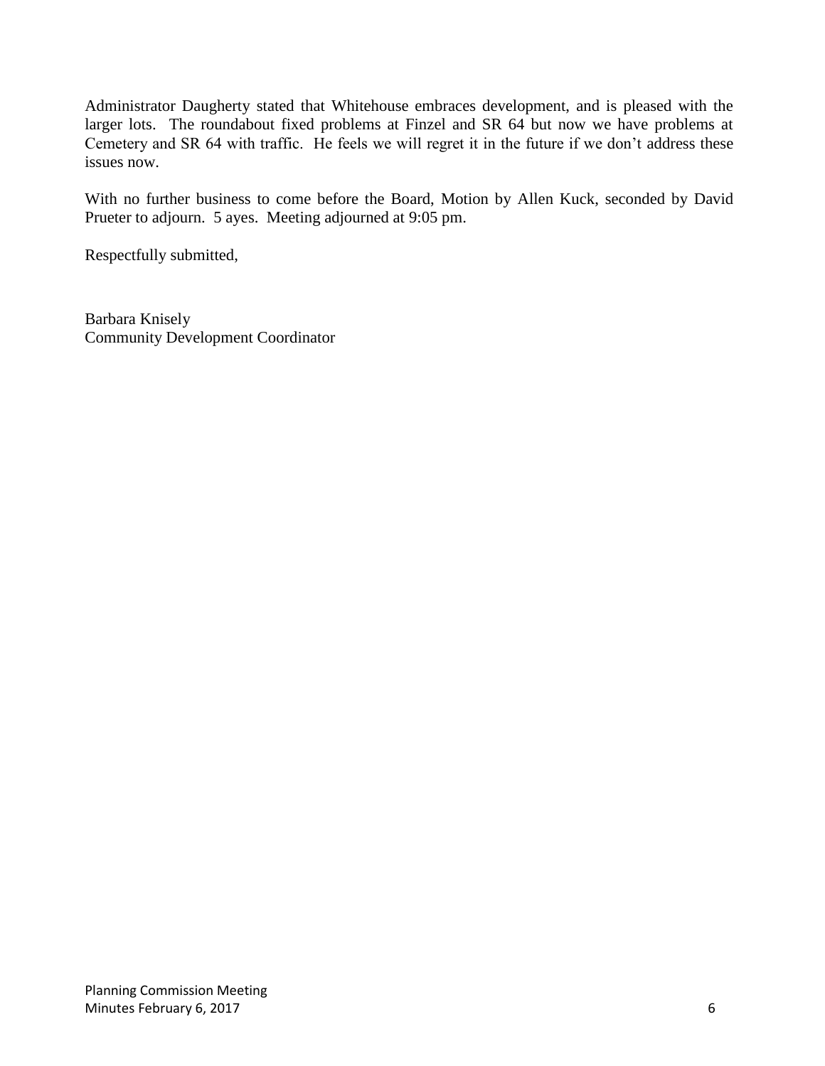Administrator Daugherty stated that Whitehouse embraces development, and is pleased with the larger lots. The roundabout fixed problems at Finzel and SR 64 but now we have problems at Cemetery and SR 64 with traffic. He feels we will regret it in the future if we don't address these issues now.

With no further business to come before the Board, Motion by Allen Kuck, seconded by David Prueter to adjourn. 5 ayes. Meeting adjourned at 9:05 pm.

Respectfully submitted,

Barbara Knisely
Community Development Coordinator